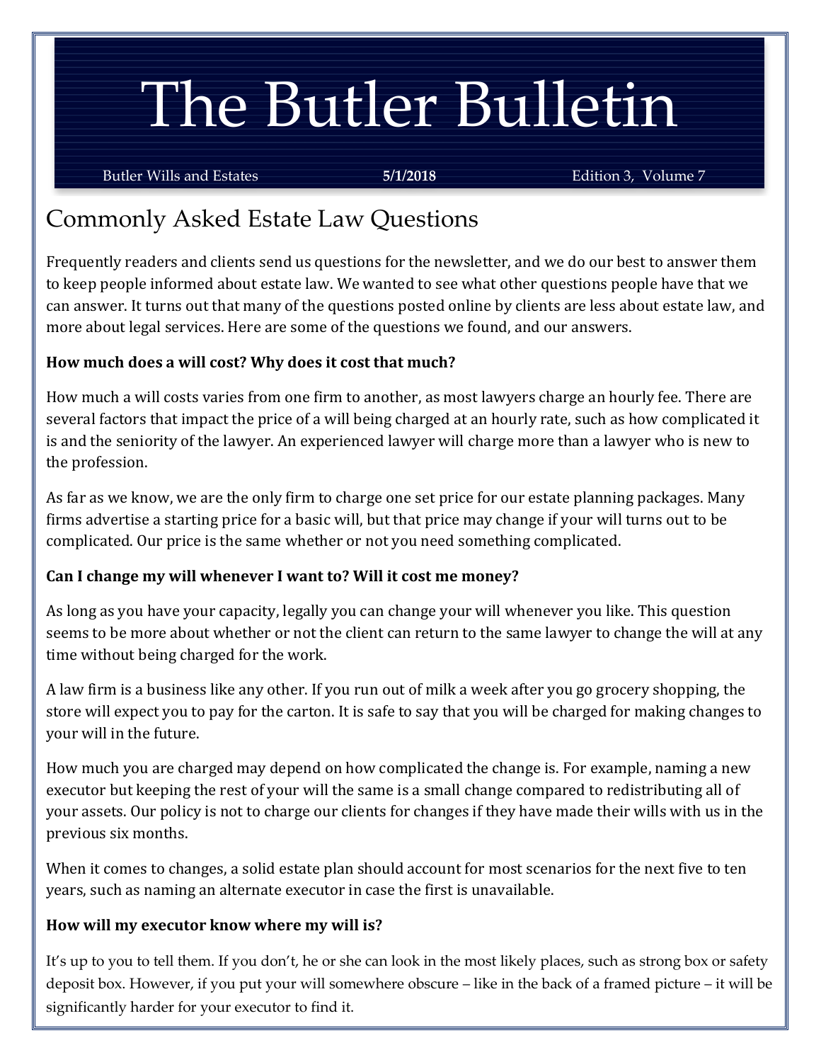# The Butler Bulletin

Butler Wills and Estates **5/1/2018** Edition 3, Volume 7

## Commonly Asked Estate Law Questions

Frequently readers and clients send us questions for the newsletter, and we do our best to answer them to keep people informed about estate law. We wanted to see what other questions people have that we can answer. It turns out that many of the questions posted online by clients are less about estate law, and more about legal services. Here are some of the questions we found, and our answers.

**How much does a will cost? Why does it cost that much?**

How much a will costs varies from one firm to another, as most lawyers charge an hourly fee. There are several factors that impact the price of a will being charged at an hourly rate, such as how complicated it is and the seniority of the lawyer. An experienced lawyer will charge more than a lawyer who is new to the profession.

As far as we know, we are the only firm to charge one set price for our estate planning packages. Many firms advertise a starting price for a basic will, but that price may change if your will turns out to be complicated. Our price is the same whether or not you need something complicated.

**Can I change my will whenever I want to? Will it cost me money?**

As long as you have your capacity, legally you can change your will whenever you like. This question seems to be more about whether or not the client can return to the same lawyer to change the will at any time without being charged for the work.

A law firm is a business like any other. If you run out of milk a week after you go grocery shopping, the store will expect you to pay for the carton. It is safe to say that you will be charged for making changes to your will in the future.

How much you are charged may depend on how complicated the change is. For example, naming a new executor but keeping the rest of your will the same is a small change compared to redistributing all of your assets. Our policy is not to charge our clients for changes if they have made their wills with us in the previous six months.

When it comes to changes, a solid estate plan should account for most scenarios for the next five to ten years, such as naming an alternate executor in case the first is unavailable.

**How will my executor know where my will is?**

It's up to you to tell them. If you don't, he or she can look in the most likely places, such as strong box or safety deposit box. However, if you put your will somewhere obscure – like in the back of a framed picture – it will be significantly harder for your executor to find it.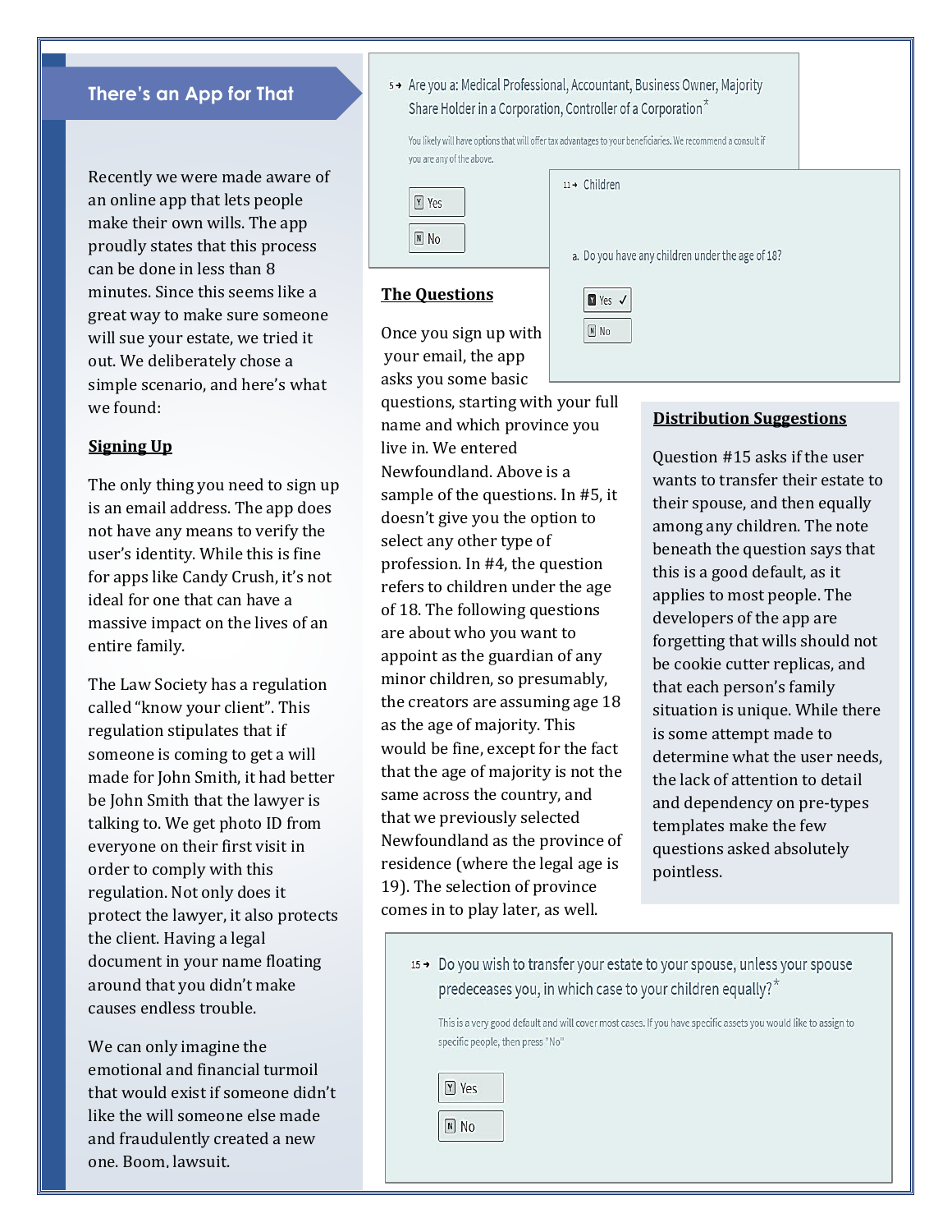## There's an App for That

Recently we were made aware of an online app that lets people make their own wills. The app proudly states that this process can be done in less than 8 minutes. Since this seems like a great way to make sure someone will sue your estate, we tried it out. We deliberately chose a simple scenario, and here's what we found:

### Signing Up

The only thing you need to sign up is an email address. The app does not have any means to verify the user's identity. While this is fine for apps like Candy Crush, it's not ideal for one that can have a massive impact on the lives of an entire family.

The Law Society has a regulation called "know your client". This regulation stipulates that if someone is coming to get a will made for John Smith, it had better be John Smith that the lawyer is talking to. We get photo ID from everyone on their first visit in order to comply with this regulation. Not only does it protect the lawyer, it also protects the client. Having a legal document in your name floating around that you didn't make causes endless trouble.

We can only imagine the emotional and financial turmoil that would exist if someone didn't like the will someone else made and fraudulently created a new one. Boom, lawsuit.

5→ Are you a: Medical Professional, Accountant, Business Owner, Majority Share Holder in a Corporation, Controller of a Corporation*

You likely will have options that will offer tax advantages to your beneficiaries. We recommend a consult if you are any of the above.

Y Yes

N No

11→ Children

a. Do you have any children under the age of 18?

Y Yes ✓

N No

### The Questions

Once you sign up with your email, the app asks you some basic questions, starting with your full name and which province you live in. We entered Newfoundland. Above is a sample of the questions. In #5, it doesn't give you the option to select any other type of profession. In #4, the question refers to children under the age of 18. The following questions are about who you want to appoint as the guardian of any minor children, so presumably, the creators are assuming age 18 as the age of majority. This would be fine, except for the fact that the age of majority is not the same across the country, and that we previously selected Newfoundland as the province of residence (where the legal age is 19). The selection of province comes in to play later, as well.

### Distribution Suggestions

Question #15 asks if the user wants to transfer their estate to their spouse, and then equally among any children. The note beneath the question says that this is a good default, as it applies to most people. The developers of the app are forgetting that wills should not be cookie cutter replicas, and that each person's family situation is unique. While there is some attempt made to determine what the user needs, the lack of attention to detail and dependency on pre-types templates make the few questions asked absolutely pointless.

15→ Do you wish to transfer your estate to your spouse, unless your spouse predeceases you, in which case to your children equally?*

This is a very good default and will cover most cases. If you have specific assets you would like to assign to specific people, then press "No"

Y Yes

N No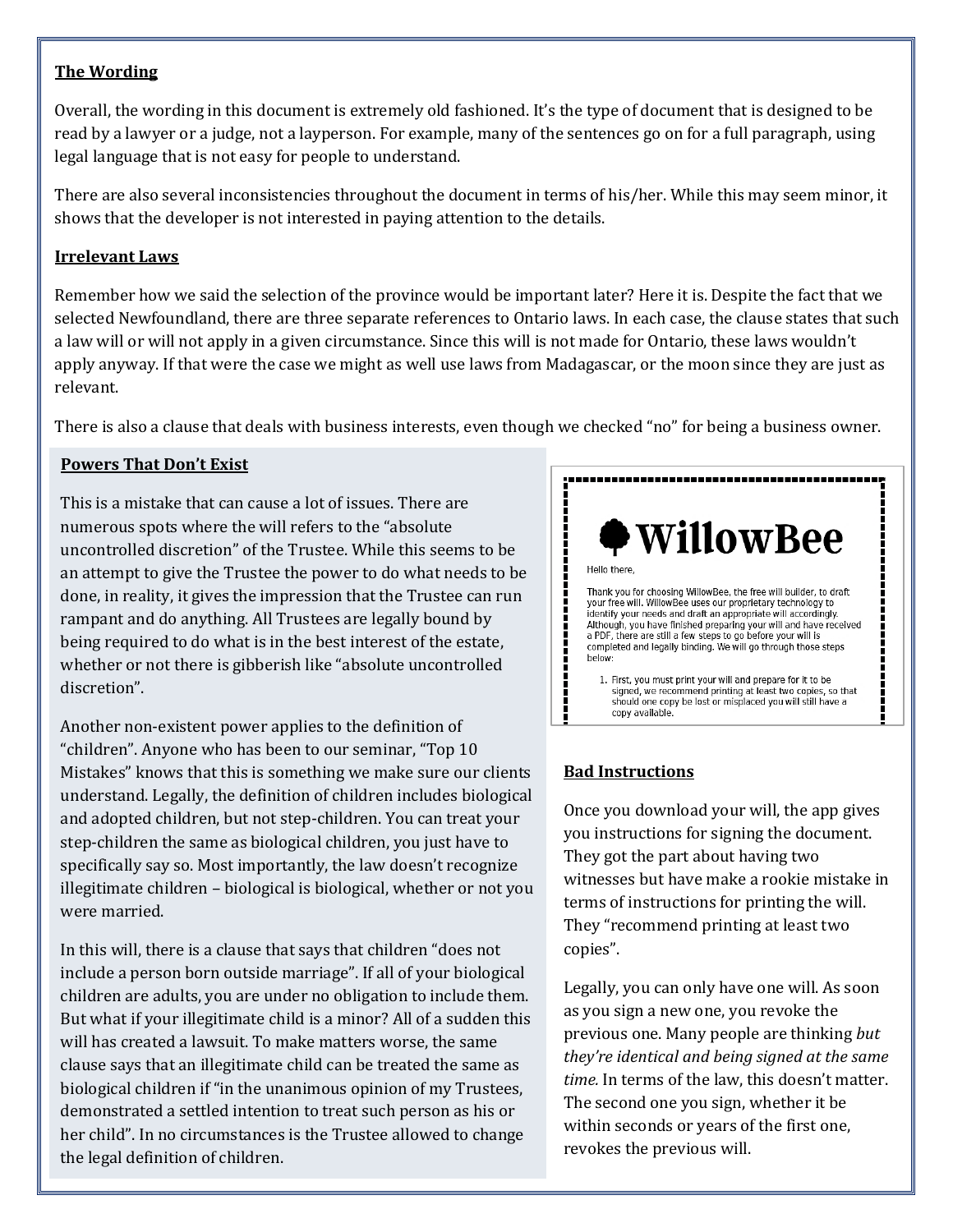**The Wording**

Overall, the wording in this document is extremely old fashioned. It's the type of document that is designed to be read by a lawyer or a judge, not a layperson. For example, many of the sentences go on for a full paragraph, using legal language that is not easy for people to understand.

There are also several inconsistencies throughout the document in terms of his/her. While this may seem minor, it shows that the developer is not interested in paying attention to the details.

**Irrelevant Laws**

Remember how we said the selection of the province would be important later? Here it is. Despite the fact that we selected Newfoundland, there are three separate references to Ontario laws. In each case, the clause states that such a law will or will not apply in a given circumstance. Since this will is not made for Ontario, these laws wouldn't apply anyway. If that were the case we might as well use laws from Madagascar, or the moon since they are just as relevant.

There is also a clause that deals with business interests, even though we checked "no" for being a business owner.

**Powers That Don't Exist**

This is a mistake that can cause a lot of issues. There are numerous spots where the will refers to the "absolute uncontrolled discretion" of the Trustee. While this seems to be an attempt to give the Trustee the power to do what needs to be done, in reality, it gives the impression that the Trustee can run rampant and do anything. All Trustees are legally bound by being required to do what is in the best interest of the estate, whether or not there is gibberish like "absolute uncontrolled discretion".

Another non-existent power applies to the definition of "children". Anyone who has been to our seminar, "Top 10 Mistakes" knows that this is something we make sure our clients understand. Legally, the definition of children includes biological and adopted children, but not step-children. You can treat your step-children the same as biological children, you just have to specifically say so. Most importantly, the law doesn't recognize illegitimate children – biological is biological, whether or not you were married.

In this will, there is a clause that says that children "does not include a person born outside marriage". If all of your biological children are adults, you are under no obligation to include them. But what if your illegitimate child is a minor? All of a sudden this will has created a lawsuit. To make matters worse, the same clause says that an illegitimate child can be treated the same as biological children if "in the unanimous opinion of my Trustees, demonstrated a settled intention to treat such person as his or her child". In no circumstances is the Trustee allowed to change the legal definition of children.

> **WillowBee**
>
> Hello there,
>
> Thank you for choosing WillowBee, the free will builder, to draft your free will. WillowBee uses our proprietary technology to identify your needs and draft an appropriate will accordingly. Although, you have finished preparing your will and have received a PDF, there are still a few steps to go before your will is completed and legally binding. We will go through those steps below:
>
> 1. First, you must print your will and prepare for it to be signed, we recommend printing at least two copies, so that should one copy be lost or misplaced you will still have a copy available.

**Bad Instructions**

Once you download your will, the app gives you instructions for signing the document. They got the part about having two witnesses but have make a rookie mistake in terms of instructions for printing the will. They "recommend printing at least two copies".

Legally, you can only have one will. As soon as you sign a new one, you revoke the previous one. Many people are thinking *but they're identical and being signed at the same time.* In terms of the law, this doesn't matter. The second one you sign, whether it be within seconds or years of the first one, revokes the previous will.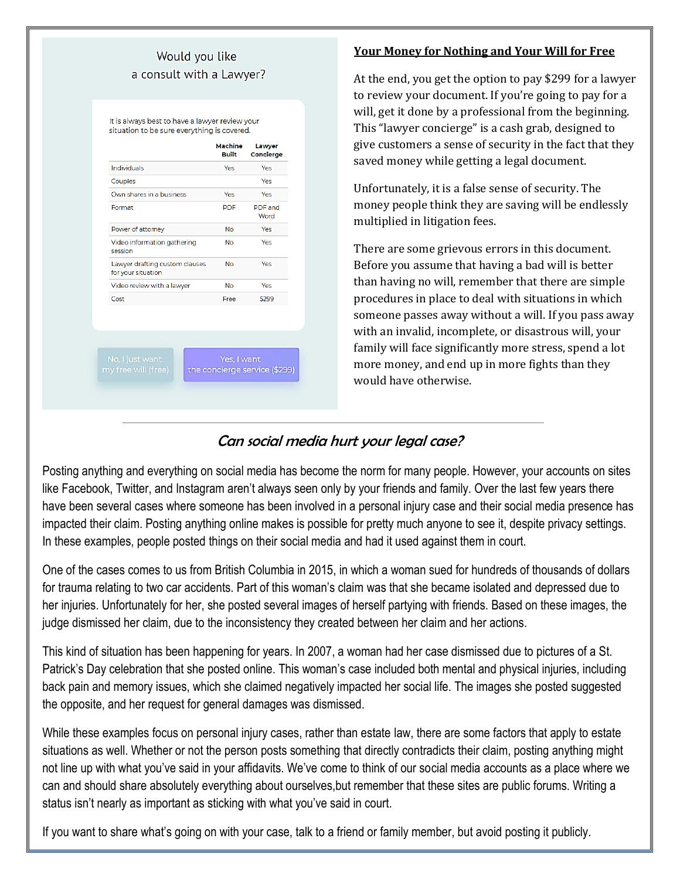Would you like a consult with a Lawyer?

It is always best to have a lawyer review your situation to be sure everything is covered.

| | Machine Built | Lawyer Concierge |
|---|---|---|
| Individuals | Yes | Yes |
| Couples | | Yes |
| Own shares in a business | Yes | Yes |
| Format | PDF | PDF and Word |
| Power of attorney | No | Yes |
| Video information gathering session | No | Yes |
| Lawyer drafting custom clauses for your situation | No | Yes |
| Video review with a lawyer | No | Yes |
| Cost | Free | $299 |

No, I just want my free will (free) | Yes, I want the concierge service ($299)

**Your Money for Nothing and Your Will for Free**

At the end, you get the option to pay $299 for a lawyer to review your document. If you're going to pay for a will, get it done by a professional from the beginning. This "lawyer concierge" is a cash grab, designed to give customers a sense of security in the fact that they saved money while getting a legal document.

Unfortunately, it is a false sense of security. The money people think they are saving will be endlessly multiplied in litigation fees.

There are some grievous errors in this document. Before you assume that having a bad will is better than having no will, remember that there are simple procedures in place to deal with situations in which someone passes away without a will. If you pass away with an invalid, incomplete, or disastrous will, your family will face significantly more stress, spend a lot more money, and end up in more fights than they would have otherwise.

---

## *Can social media hurt your legal case?*

Posting anything and everything on social media has become the norm for many people. However, your accounts on sites like Facebook, Twitter, and Instagram aren't always seen only by your friends and family. Over the last few years there have been several cases where someone has been involved in a personal injury case and their social media presence has impacted their claim. Posting anything online makes is possible for pretty much anyone to see it, despite privacy settings. In these examples, people posted things on their social media and had it used against them in court.

One of the cases comes to us from British Columbia in 2015, in which a woman sued for hundreds of thousands of dollars for trauma relating to two car accidents. Part of this woman's claim was that she became isolated and depressed due to her injuries. Unfortunately for her, she posted several images of herself partying with friends. Based on these images, the judge dismissed her claim, due to the inconsistency they created between her claim and her actions.

This kind of situation has been happening for years. In 2007, a woman had her case dismissed due to pictures of a St. Patrick's Day celebration that she posted online. This woman's case included both mental and physical injuries, including back pain and memory issues, which she claimed negatively impacted her social life. The images she posted suggested the opposite, and her request for general damages was dismissed.

While these examples focus on personal injury cases, rather than estate law, there are some factors that apply to estate situations as well. Whether or not the person posts something that directly contradicts their claim, posting anything might not line up with what you've said in your affidavits. We've come to think of our social media accounts as a place where we can and should share absolutely everything about ourselves,but remember that these sites are public forums. Writing a status isn't nearly as important as sticking with what you've said in court.

If you want to share what's going on with your case, talk to a friend or family member, but avoid posting it publicly.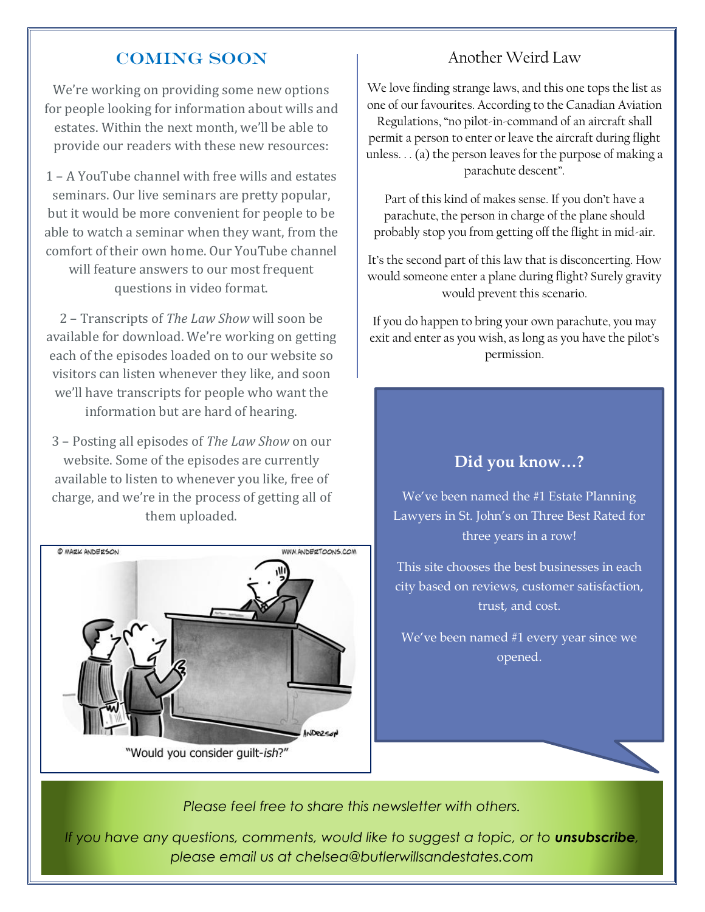## COMING SOON

We're working on providing some new options for people looking for information about wills and estates. Within the next month, we'll be able to provide our readers with these new resources:

1 – A YouTube channel with free wills and estates seminars. Our live seminars are pretty popular, but it would be more convenient for people to be able to watch a seminar when they want, from the comfort of their own home. Our YouTube channel will feature answers to our most frequent questions in video format.

2 – Transcripts of *The Law Show* will soon be available for download. We're working on getting each of the episodes loaded on to our website so visitors can listen whenever they like, and soon we'll have transcripts for people who want the information but are hard of hearing.

3 – Posting all episodes of *The Law Show* on our website. Some of the episodes are currently available to listen to whenever you like, free of charge, and we're in the process of getting all of them uploaded.

© MARK ANDERSON WWW.ANDERTOONS.COM

"Would you consider guilt-*ish*?"

## Another Weird Law

We love finding strange laws, and this one tops the list as one of our favourites. According to the Canadian Aviation Regulations, "no pilot-in-command of an aircraft shall permit a person to enter or leave the aircraft during flight unless. . . (a) the person leaves for the purpose of making a parachute descent".

Part of this kind of makes sense. If you don't have a parachute, the person in charge of the plane should probably stop you from getting off the flight in mid-air.

It's the second part of this law that is disconcerting. How would someone enter a plane during flight? Surely gravity would prevent this scenario.

If you do happen to bring your own parachute, you may exit and enter as you wish, as long as you have the pilot's permission.

### Did you know…?

We've been named the #1 Estate Planning Lawyers in St. John's on Three Best Rated for three years in a row!

This site chooses the best businesses in each city based on reviews, customer satisfaction, trust, and cost.

We've been named #1 every year since we opened.

*Please feel free to share this newsletter with others.*

*If you have any questions, comments, would like to suggest a topic, or to* ***unsubscribe****, please email us at chelsea@butlerwillsandestates.com*